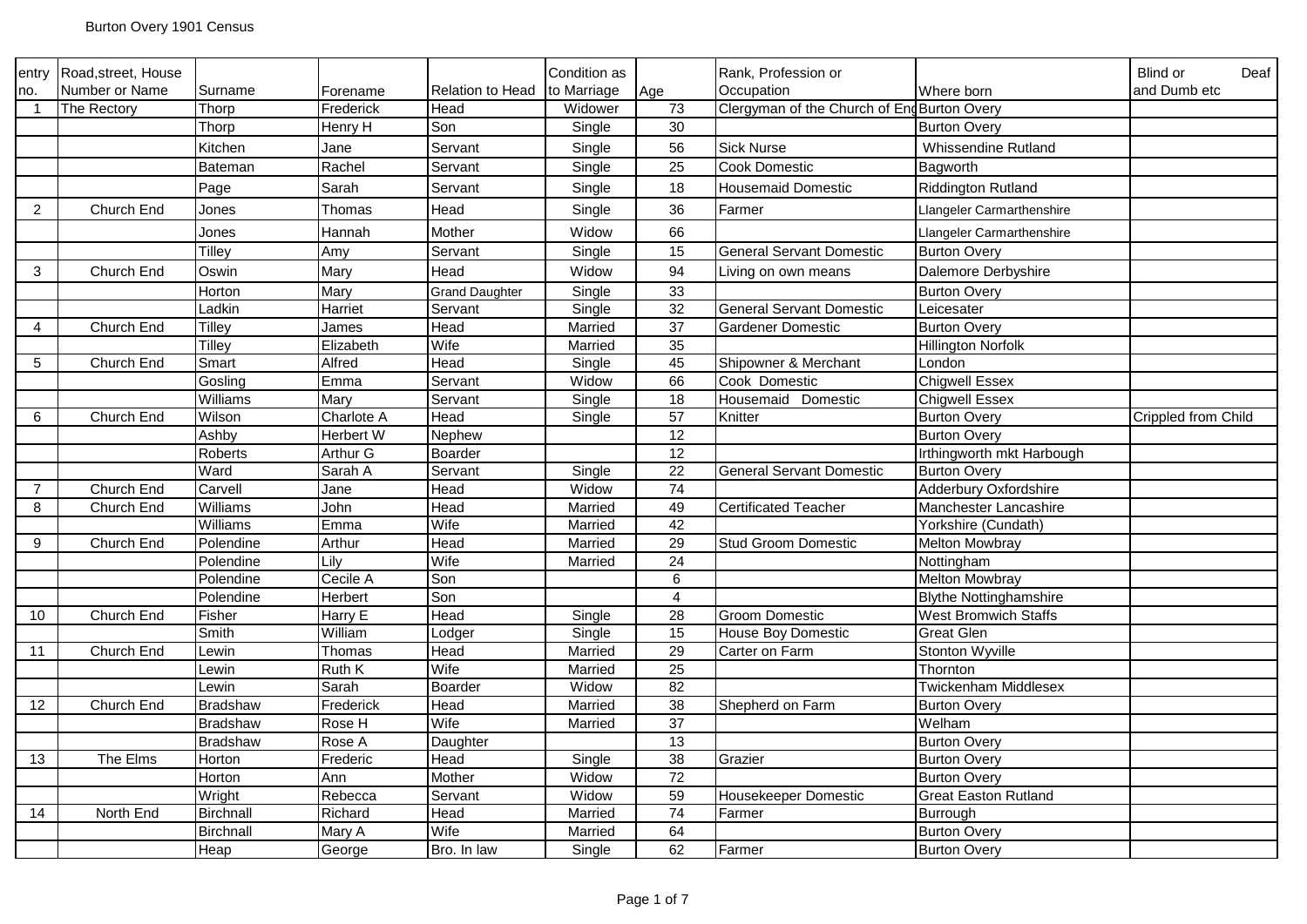Burton Overy 1901 Census

| entry no. | Road,street, House Number or Name | Surname | Forename | Relation to Head | Condition as to Marriage | Age | Rank, Profession or Occupation | Where born | Blind or Deaf and Dumb etc |
|---|---|---|---|---|---|---|---|---|---|
| 1 | The Rectory | Thorp | Frederick | Head | Widower | 73 | Clergyman of the Church of Eng | Burton Overy | |
| | | Thorp | Henry H | Son | Single | 30 | | Burton Overy | |
| | | Kitchen | Jane | Servant | Single | 56 | Sick Nurse | Whissendine Rutland | |
| | | Bateman | Rachel | Servant | Single | 25 | Cook Domestic | Bagworth | |
| | | Page | Sarah | Servant | Single | 18 | Housemaid Domestic | Riddington Rutland | |
| 2 | Church End | Jones | Thomas | Head | Single | 36 | Farmer | Llangeler Carmarthenshire | |
| | | Jones | Hannah | Mother | Widow | 66 | | Llangeler Carmarthenshire | |
| | | Tilley | Amy | Servant | Single | 15 | General Servant Domestic | Burton Overy | |
| 3 | Church End | Oswin | Mary | Head | Widow | 94 | Living on own means | Dalemore Derbyshire | |
| | | Horton | Mary | Grand Daughter | Single | 33 | | Burton Overy | |
| | | Ladkin | Harriet | Servant | Single | 32 | General Servant Domestic | Leicesater | |
| 4 | Church End | Tilley | James | Head | Married | 37 | Gardener Domestic | Burton Overy | |
| | | Tilley | Elizabeth | Wife | Married | 35 | | Hillington Norfolk | |
| 5 | Church End | Smart | Alfred | Head | Single | 45 | Shipowner & Merchant | London | |
| | | Gosling | Emma | Servant | Widow | 66 | Cook Domestic | Chigwell Essex | |
| | | Williams | Mary | Servant | Single | 18 | Housemaid Domestic | Chigwell Essex | |
| 6 | Church End | Wilson | Charlote A | Head | Single | 57 | Knitter | Burton Overy | Crippled from Child |
| | | Ashby | Herbert W | Nephew | | 12 | | Burton Overy | |
| | | Roberts | Arthur G | Boarder | | 12 | | Irthingworth mkt Harbough | |
| | | Ward | Sarah A | Servant | Single | 22 | General Servant Domestic | Burton Overy | |
| 7 | Church End | Carvell | Jane | Head | Widow | 74 | | Adderbury Oxfordshire | |
| 8 | Church End | Williams | John | Head | Married | 49 | Certificated Teacher | Manchester Lancashire | |
| | | Williams | Emma | Wife | Married | 42 | | Yorkshire (Cundath) | |
| 9 | Church End | Polendine | Arthur | Head | Married | 29 | Stud Groom Domestic | Melton Mowbray | |
| | | Polendine | Lily | Wife | Married | 24 | | Nottingham | |
| | | Polendine | Cecile A | Son | | 6 | | Melton Mowbray | |
| | | Polendine | Herbert | Son | | 4 | | Blythe Nottinghamshire | |
| 10 | Church End | Fisher | Harry E | Head | Single | 28 | Groom Domestic | West Bromwich Staffs | |
| | | Smith | William | Lodger | Single | 15 | House Boy Domestic | Great Glen | |
| 11 | Church End | Lewin | Thomas | Head | Married | 29 | Carter on Farm | Stonton Wyville | |
| | | Lewin | Ruth K | Wife | Married | 25 | | Thornton | |
| | | Lewin | Sarah | Boarder | Widow | 82 | | Twickenham Middlesex | |
| 12 | Church End | Bradshaw | Frederick | Head | Married | 38 | Shepherd on Farm | Burton Overy | |
| | | Bradshaw | Rose H | Wife | Married | 37 | | Welham | |
| | | Bradshaw | Rose A | Daughter | | 13 | | Burton Overy | |
| 13 | The Elms | Horton | Frederic | Head | Single | 38 | Grazier | Burton Overy | |
| | | Horton | Ann | Mother | Widow | 72 | | Burton Overy | |
| | | Wright | Rebecca | Servant | Widow | 59 | Housekeeper Domestic | Great Easton Rutland | |
| 14 | North End | Birchnall | Richard | Head | Married | 74 | Farmer | Burrough | |
| | | Birchnall | Mary A | Wife | Married | 64 | | Burton Overy | |
| | | Heap | George | Bro. In law | Single | 62 | Farmer | Burton Overy | |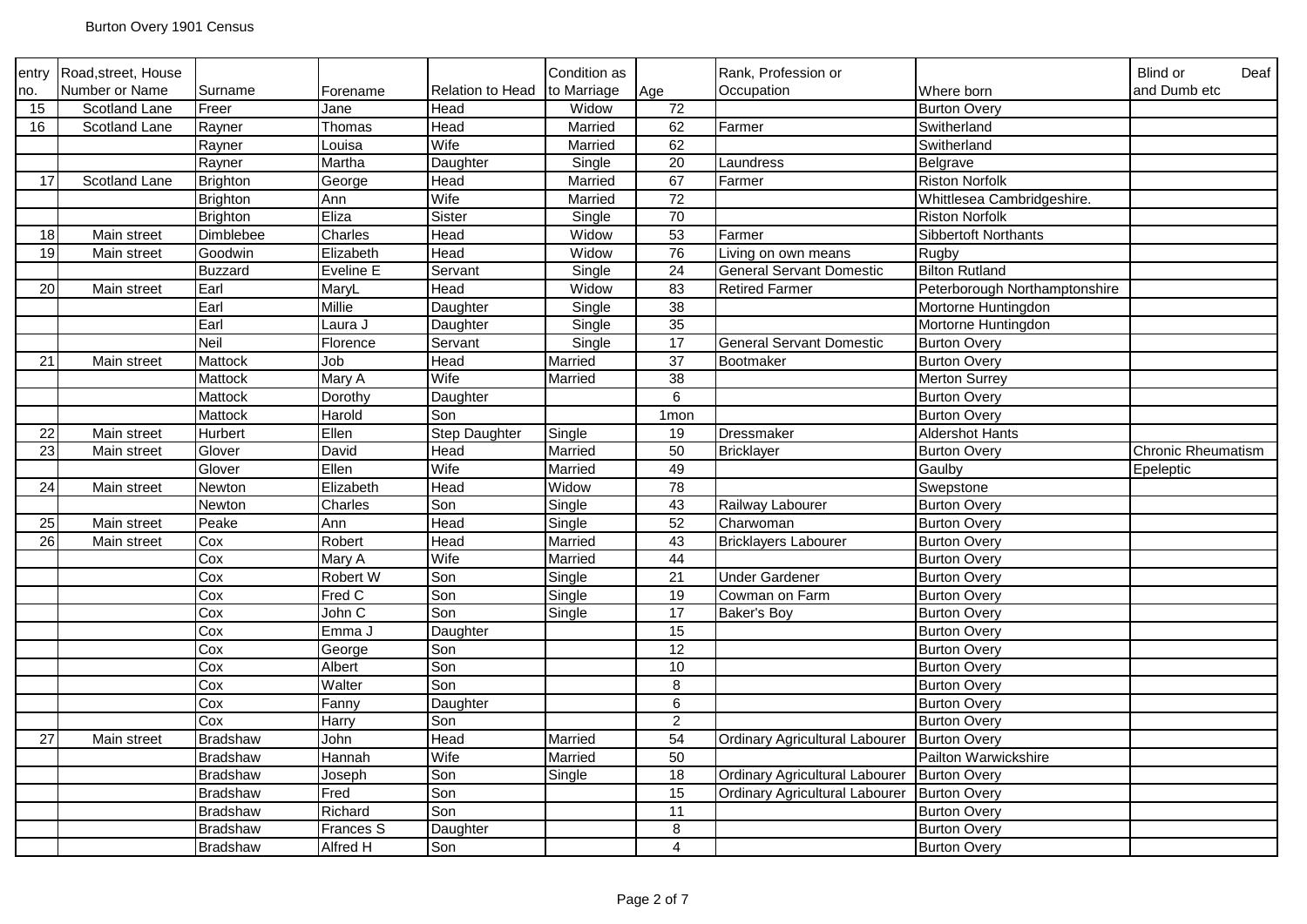Burton Overy 1901 Census

| entry no. | Road,street, House Number or Name | Surname | Forename | Relation to Head | Condition as to Marriage | Age | Rank, Profession or Occupation | Where born | Blind or Deaf and Dumb etc |
|---|---|---|---|---|---|---|---|---|---|
| 15 | Scotland Lane | Freer | Jane | Head | Widow | 72 | | Burton Overy | |
| 16 | Scotland Lane | Rayner | Thomas | Head | Married | 62 | Farmer | Switherland | |
| | | Rayner | Louisa | Wife | Married | 62 | | Switherland | |
| | | Rayner | Martha | Daughter | Single | 20 | Laundress | Belgrave | |
| 17 | Scotland Lane | Brighton | George | Head | Married | 67 | Farmer | Riston Norfolk | |
| | | Brighton | Ann | Wife | Married | 72 | | Whittlesea Cambridgeshire. | |
| | | Brighton | Eliza | Sister | Single | 70 | | Riston Norfolk | |
| 18 | Main street | Dimblebee | Charles | Head | Widow | 53 | Farmer | Sibbertoft Northants | |
| 19 | Main street | Goodwin | Elizabeth | Head | Widow | 76 | Living on own means | Rugby | |
| | | Buzzard | Eveline E | Servant | Single | 24 | General Servant Domestic | Bilton Rutland | |
| 20 | Main street | Earl | MaryL | Head | Widow | 83 | Retired Farmer | Peterborough Northamptonshire | |
| | | Earl | Millie | Daughter | Single | 38 | | Mortorne Huntingdon | |
| | | Earl | Laura J | Daughter | Single | 35 | | Mortorne Huntingdon | |
| | | Neil | Florence | Servant | Single | 17 | General Servant Domestic | Burton Overy | |
| 21 | Main street | Mattock | Job | Head | Married | 37 | Bootmaker | Burton Overy | |
| | | Mattock | Mary A | Wife | Married | 38 | | Merton Surrey | |
| | | Mattock | Dorothy | Daughter | | 6 | | Burton Overy | |
| | | Mattock | Harold | Son | | 1mon | | Burton Overy | |
| 22 | Main street | Hurbert | Ellen | Step Daughter | Single | 19 | Dressmaker | Aldershot Hants | |
| 23 | Main street | Glover | David | Head | Married | 50 | Bricklayer | Burton Overy | Chronic Rheumatism |
| | | Glover | Ellen | Wife | Married | 49 | | Gaulby | Epeleptic |
| 24 | Main street | Newton | Elizabeth | Head | Widow | 78 | | Swepstone | |
| | | Newton | Charles | Son | Single | 43 | Railway Labourer | Burton Overy | |
| 25 | Main street | Peake | Ann | Head | Single | 52 | Charwoman | Burton Overy | |
| 26 | Main street | Cox | Robert | Head | Married | 43 | Bricklayers Labourer | Burton Overy | |
| | | Cox | Mary A | Wife | Married | 44 | | Burton Overy | |
| | | Cox | Robert W | Son | Single | 21 | Under Gardener | Burton Overy | |
| | | Cox | Fred C | Son | Single | 19 | Cowman on Farm | Burton Overy | |
| | | Cox | John C | Son | Single | 17 | Baker's Boy | Burton Overy | |
| | | Cox | Emma J | Daughter | | 15 | | Burton Overy | |
| | | Cox | George | Son | | 12 | | Burton Overy | |
| | | Cox | Albert | Son | | 10 | | Burton Overy | |
| | | Cox | Walter | Son | | 8 | | Burton Overy | |
| | | Cox | Fanny | Daughter | | 6 | | Burton Overy | |
| | | Cox | Harry | Son | | 2 | | Burton Overy | |
| 27 | Main street | Bradshaw | John | Head | Married | 54 | Ordinary Agricultural Labourer | Burton Overy | |
| | | Bradshaw | Hannah | Wife | Married | 50 | | Pailton Warwickshire | |
| | | Bradshaw | Joseph | Son | Single | 18 | Ordinary Agricultural Labourer | Burton Overy | |
| | | Bradshaw | Fred | Son | | 15 | Ordinary Agricultural Labourer | Burton Overy | |
| | | Bradshaw | Richard | Son | | 11 | | Burton Overy | |
| | | Bradshaw | Frances S | Daughter | | 8 | | Burton Overy | |
| | | Bradshaw | Alfred H | Son | | 4 | | Burton Overy | |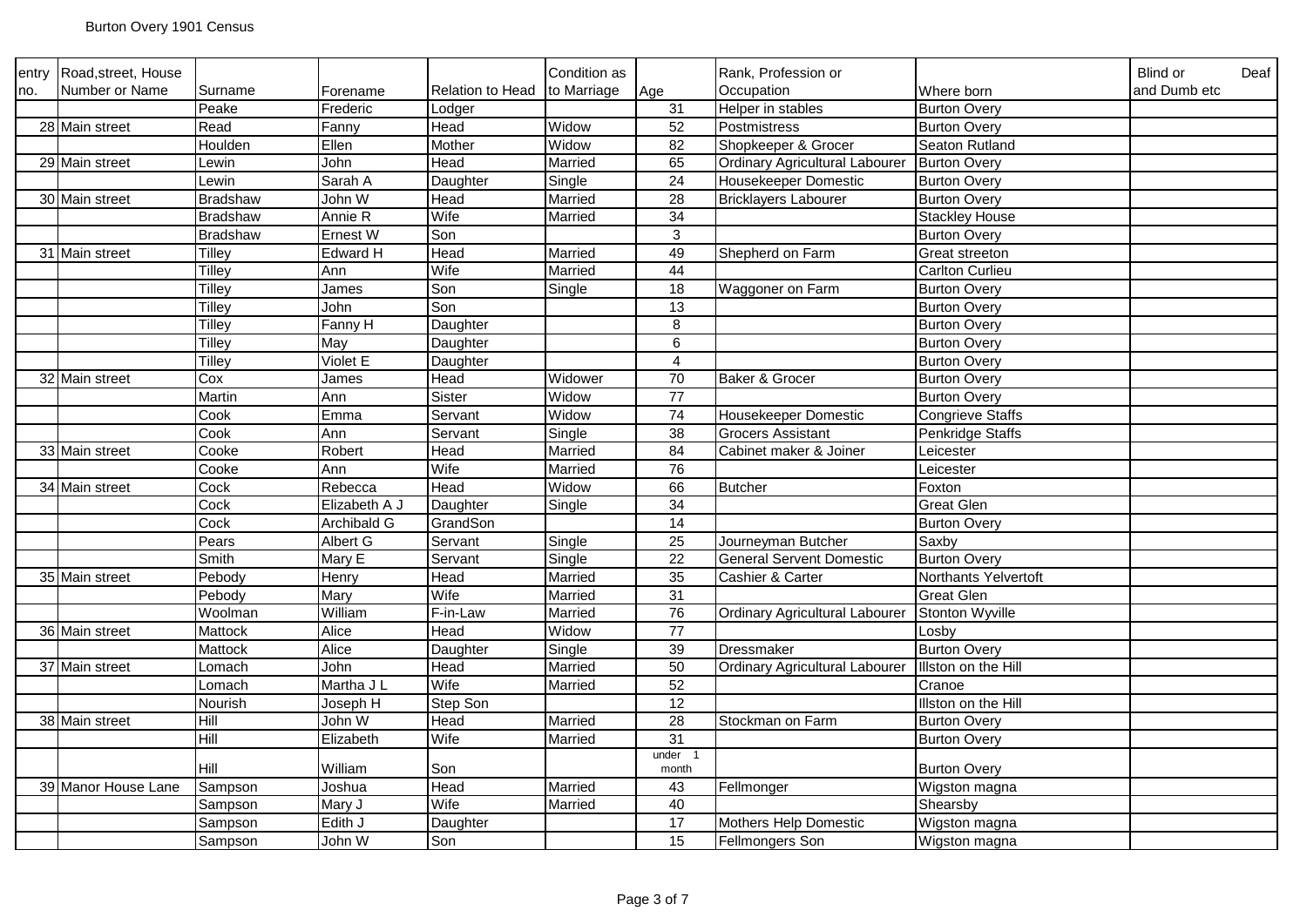Burton Overy 1901 Census

| entry no. | Road,street, House Number or Name | Surname | Forename | Relation to Head | Condition as to Marriage | Age | Rank, Profession or Occupation | Where born | Blind or Deaf and Dumb etc |
|---|---|---|---|---|---|---|---|---|---|
| | | Peake | Frederic | Lodger | | 31 | Helper in stables | Burton Overy | |
| 28 | Main street | Read | Fanny | Head | Widow | 52 | Postmistress | Burton Overy | |
| | | Houlden | Ellen | Mother | Widow | 82 | Shopkeeper & Grocer | Seaton Rutland | |
| 29 | Main street | Lewin | John | Head | Married | 65 | Ordinary Agricultural Labourer | Burton Overy | |
| | | Lewin | Sarah A | Daughter | Single | 24 | Housekeeper Domestic | Burton Overy | |
| 30 | Main street | Bradshaw | John W | Head | Married | 28 | Bricklayers Labourer | Burton Overy | |
| | | Bradshaw | Annie R | Wife | Married | 34 | | Stackley House | |
| | | Bradshaw | Ernest W | Son | | 3 | | Burton Overy | |
| 31 | Main street | Tilley | Edward H | Head | Married | 49 | Shepherd on Farm | Great streeton | |
| | | Tilley | Ann | Wife | Married | 44 | | Carlton Curlieu | |
| | | Tilley | James | Son | Single | 18 | Waggoner on Farm | Burton Overy | |
| | | Tilley | John | Son | | 13 | | Burton Overy | |
| | | Tilley | Fanny H | Daughter | | 8 | | Burton Overy | |
| | | Tilley | May | Daughter | | 6 | | Burton Overy | |
| | | Tilley | Violet E | Daughter | | 4 | | Burton Overy | |
| 32 | Main street | Cox | James | Head | Widower | 70 | Baker & Grocer | Burton Overy | |
| | | Martin | Ann | Sister | Widow | 77 | | Burton Overy | |
| | | Cook | Emma | Servant | Widow | 74 | Housekeeper Domestic | Congrieve Staffs | |
| | | Cook | Ann | Servant | Single | 38 | Grocers Assistant | Penkridge Staffs | |
| 33 | Main street | Cooke | Robert | Head | Married | 84 | Cabinet maker & Joiner | Leicester | |
| | | Cooke | Ann | Wife | Married | 76 | | Leicester | |
| 34 | Main street | Cock | Rebecca | Head | Widow | 66 | Butcher | Foxton | |
| | | Cock | Elizabeth A J | Daughter | Single | 34 | | Great Glen | |
| | | Cock | Archibald G | GrandSon | | 14 | | Burton Overy | |
| | | Pears | Albert G | Servant | Single | 25 | Journeyman Butcher | Saxby | |
| | | Smith | Mary E | Servant | Single | 22 | General Servent Domestic | Burton Overy | |
| 35 | Main street | Pebody | Henry | Head | Married | 35 | Cashier & Carter | Northants Yelvertoft | |
| | | Pebody | Mary | Wife | Married | 31 | | Great Glen | |
| | | Woolman | William | F-in-Law | Married | 76 | Ordinary Agricultural Labourer | Stonton Wyville | |
| 36 | Main street | Mattock | Alice | Head | Widow | 77 | | Losby | |
| | | Mattock | Alice | Daughter | Single | 39 | Dressmaker | Burton Overy | |
| 37 | Main street | Lomach | John | Head | Married | 50 | Ordinary Agricultural Labourer | Illston on the Hill | |
| | | Lomach | Martha J L | Wife | Married | 52 | | Cranoe | |
| | | Nourish | Joseph H | Step Son | | 12 | | Illston on the Hill | |
| 38 | Main street | Hill | John W | Head | Married | 28 | Stockman on Farm | Burton Overy | |
| | | Hill | Elizabeth | Wife | Married | 31 | | Burton Overy | |
| | | Hill | William | Son | | under 1 month | | Burton Overy | |
| 39 | Manor House Lane | Sampson | Joshua | Head | Married | 43 | Fellmonger | Wigston magna | |
| | | Sampson | Mary J | Wife | Married | 40 | | Shearsby | |
| | | Sampson | Edith J | Daughter | | 17 | Mothers Help Domestic | Wigston magna | |
| | | Sampson | John W | Son | | 15 | Fellmongers Son | Wigston magna | |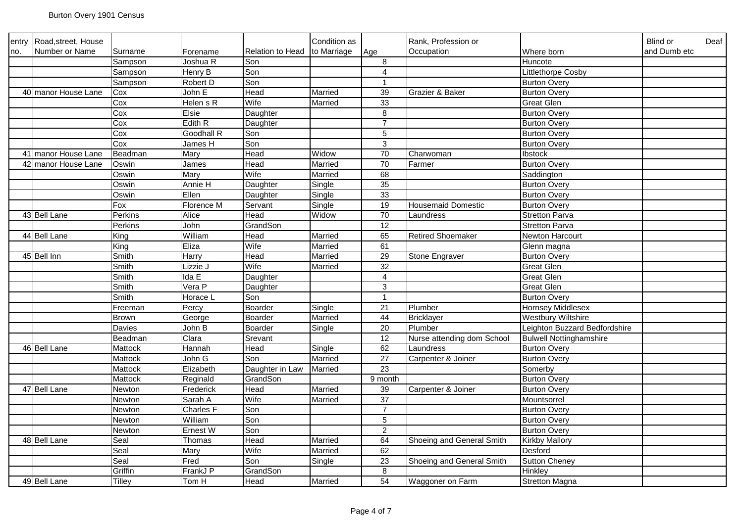Burton Overy 1901 Census

| entry no. | Road,street, House Number or Name | Surname | Forename | Relation to Head | Condition as to Marriage | Age | Rank, Profession or Occupation | Where born | Blind or Deaf and Dumb etc |
|---|---|---|---|---|---|---|---|---|---|
| | | Sampson | Joshua R | Son | | 8 | | Huncote | |
| | | Sampson | Henry B | Son | | 4 | | Littlethorpe Cosby | |
| | | Sampson | Robert D | Son | | 1 | | Burton Overy | |
| 40 | manor House Lane | Cox | John E | Head | Married | 39 | Grazier & Baker | Burton Overy | |
| | | Cox | Helen s R | Wife | Married | 33 | | Great Glen | |
| | | Cox | Elsie | Daughter | | 8 | | Burton Overy | |
| | | Cox | Edith R | Daughter | | 7 | | Burton Overy | |
| | | Cox | Goodhall R | Son | | 5 | | Burton Overy | |
| | | Cox | James H | Son | | 3 | | Burton Overy | |
| 41 | manor House Lane | Beadman | Mary | Head | Widow | 70 | Charwoman | Ibstock | |
| 42 | manor House Lane | Oswin | James | Head | Married | 70 | Farmer | Burton Overy | |
| | | Oswin | Mary | Wife | Married | 68 | | Saddington | |
| | | Oswin | Annie H | Daughter | Single | 35 | | Burton Overy | |
| | | Oswin | Ellen | Daughter | Single | 33 | | Burton Overy | |
| | | Fox | Florence M | Servant | Single | 19 | Housemaid Domestic | Burton Overy | |
| 43 | Bell Lane | Perkins | Alice | Head | Widow | 70 | Laundress | Stretton Parva | |
| | | Perkins | John | GrandSon | | 12 | | Stretton Parva | |
| 44 | Bell Lane | King | William | Head | Married | 65 | Retired Shoemaker | Newton Harcourt | |
| | | King | Eliza | Wife | Married | 61 | | Glenn magna | |
| 45 | Bell Inn | Smith | Harry | Head | Married | 29 | Stone Engraver | Burton Overy | |
| | | Smith | Lizzie J | Wife | Married | 32 | | Great Glen | |
| | | Smith | Ida E | Daughter | | 4 | | Great Glen | |
| | | Smith | Vera P | Daughter | | 3 | | Great Glen | |
| | | Smith | Horace L | Son | | 1 | | Burton Overy | |
| | | Freeman | Percy | Boarder | Single | 21 | Plumber | Hornsey Middlesex | |
| | | Brown | George | Boarder | Married | 44 | Bricklayer | Westbury Wiltshire | |
| | | Davies | John B | Boarder | Single | 20 | Plumber | Leighton Buzzard Bedfordshire | |
| | | Beadman | Clara | Srevant | | 12 | Nurse attending dom School | Bulwell Nottinghamshire | |
| 46 | Bell Lane | Mattock | Hannah | Head | Single | 62 | Laundress | Burton Overy | |
| | | Mattock | John G | Son | Married | 27 | Carpenter & Joiner | Burton Overy | |
| | | Mattock | Elizabeth | Daughter in Law | Married | 23 | | Somerby | |
| | | Mattock | Reginald | GrandSon | | 9 month | | Burton Overy | |
| 47 | Bell Lane | Newton | Frederick | Head | Married | 39 | Carpenter & Joiner | Burton Overy | |
| | | Newton | Sarah A | Wife | Married | 37 | | Mountsorrel | |
| | | Newton | Charles F | Son | | 7 | | Burton Overy | |
| | | Newton | William | Son | | 5 | | Burton Overy | |
| | | Newton | Ernest W | Son | | 2 | | Burton Overy | |
| 48 | Bell Lane | Seal | Thomas | Head | Married | 64 | Shoeing and General Smith | Kirkby Mallory | |
| | | Seal | Mary | Wife | Married | 62 | | Desford | |
| | | Seal | Fred | Son | Single | 23 | Shoeing and General Smith | Sutton Cheney | |
| | | Griffin | FrankJ P | GrandSon | | 8 | | Hinkley | |
| 49 | Bell Lane | Tilley | Tom H | Head | Married | 54 | Waggoner on Farm | Stretton Magna | |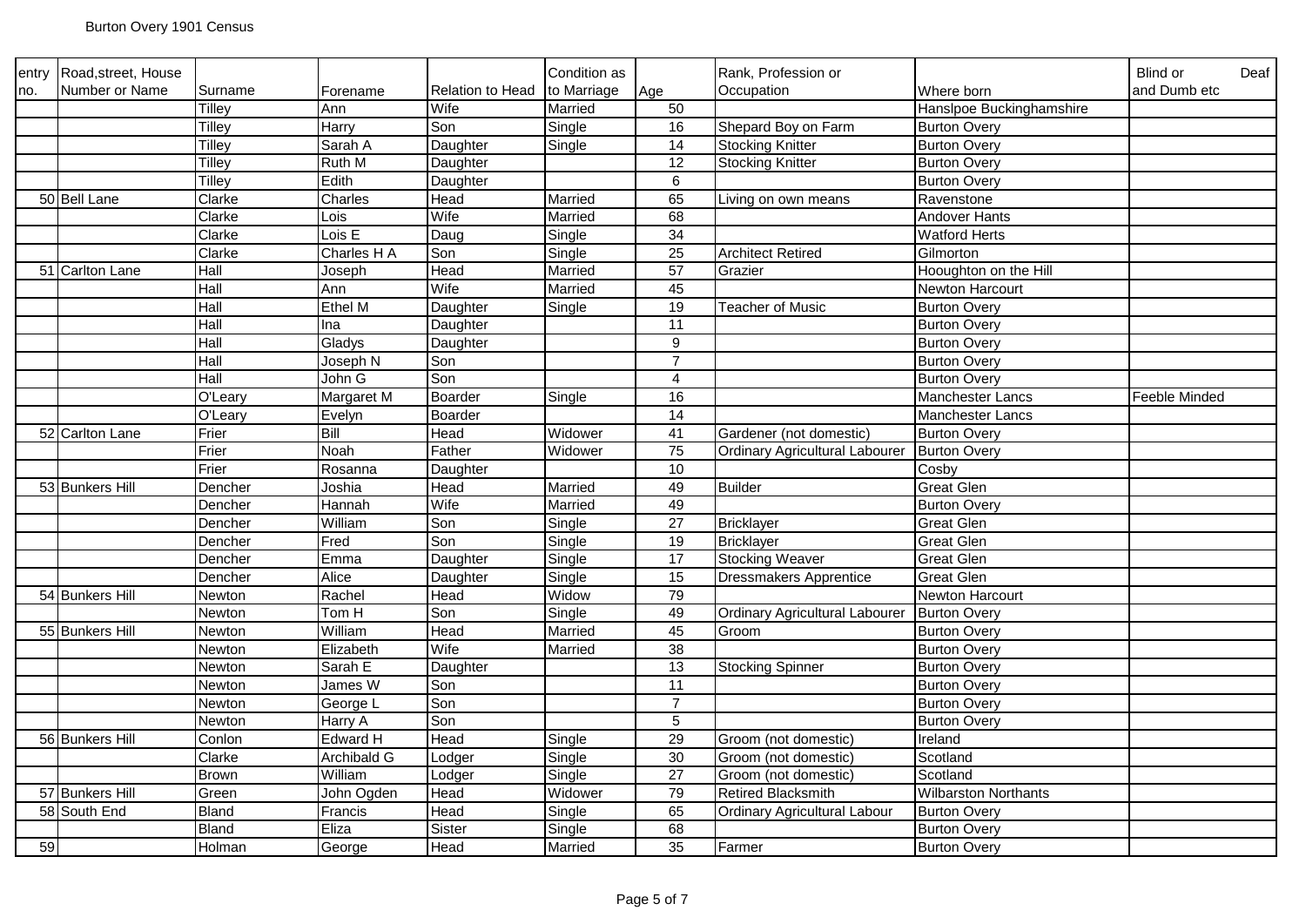# Burton Overy 1901 Census

| entry no. | Road,street, House Number or Name | Surname | Forename | Relation to Head | Condition as to Marriage | Age | Rank, Profession or Occupation | Where born | Blind or Deaf and Dumb etc |
|---|---|---|---|---|---|---|---|---|---|
| | | Tilley | Ann | Wife | Married | 50 | | Hanslpoe Buckinghamshire | |
| | | Tilley | Harry | Son | Single | 16 | Shepard Boy on Farm | Burton Overy | |
| | | Tilley | Sarah A | Daughter | Single | 14 | Stocking Knitter | Burton Overy | |
| | | Tilley | Ruth M | Daughter | | 12 | Stocking Knitter | Burton Overy | |
| | | Tilley | Edith | Daughter | | 6 | | Burton Overy | |
| 50 | Bell Lane | Clarke | Charles | Head | Married | 65 | Living on own means | Ravenstone | |
| | | Clarke | Lois | Wife | Married | 68 | | Andover Hants | |
| | | Clarke | Lois E | Daug | Single | 34 | | Watford Herts | |
| | | Clarke | Charles H A | Son | Single | 25 | Architect Retired | Gilmorton | |
| 51 | Carlton Lane | Hall | Joseph | Head | Married | 57 | Grazier | Hooughton on the Hill | |
| | | Hall | Ann | Wife | Married | 45 | | Newton Harcourt | |
| | | Hall | Ethel M | Daughter | Single | 19 | Teacher of Music | Burton Overy | |
| | | Hall | Ina | Daughter | | 11 | | Burton Overy | |
| | | Hall | Gladys | Daughter | | 9 | | Burton Overy | |
| | | Hall | Joseph N | Son | | 7 | | Burton Overy | |
| | | Hall | John G | Son | | 4 | | Burton Overy | |
| | | O'Leary | Margaret M | Boarder | Single | 16 | | Manchester Lancs | Feeble Minded |
| | | O'Leary | Evelyn | Boarder | | 14 | | Manchester Lancs | |
| 52 | Carlton Lane | Frier | Bill | Head | Widower | 41 | Gardener (not domestic) | Burton Overy | |
| | | Frier | Noah | Father | Widower | 75 | Ordinary Agricultural Labourer | Burton Overy | |
| | | Frier | Rosanna | Daughter | | 10 | | Cosby | |
| 53 | Bunkers Hill | Dencher | Joshia | Head | Married | 49 | Builder | Great Glen | |
| | | Dencher | Hannah | Wife | Married | 49 | | Burton Overy | |
| | | Dencher | William | Son | Single | 27 | Bricklayer | Great Glen | |
| | | Dencher | Fred | Son | Single | 19 | Bricklayer | Great Glen | |
| | | Dencher | Emma | Daughter | Single | 17 | Stocking Weaver | Great Glen | |
| | | Dencher | Alice | Daughter | Single | 15 | Dressmakers Apprentice | Great Glen | |
| 54 | Bunkers Hill | Newton | Rachel | Head | Widow | 79 | | Newton Harcourt | |
| | | Newton | Tom H | Son | Single | 49 | Ordinary Agricultural Labourer | Burton Overy | |
| 55 | Bunkers Hill | Newton | William | Head | Married | 45 | Groom | Burton Overy | |
| | | Newton | Elizabeth | Wife | Married | 38 | | Burton Overy | |
| | | Newton | Sarah E | Daughter | | 13 | Stocking Spinner | Burton Overy | |
| | | Newton | James W | Son | | 11 | | Burton Overy | |
| | | Newton | George L | Son | | 7 | | Burton Overy | |
| | | Newton | Harry A | Son | | 5 | | Burton Overy | |
| 56 | Bunkers Hill | Conlon | Edward H | Head | Single | 29 | Groom (not domestic) | Ireland | |
| | | Clarke | Archibald G | Lodger | Single | 30 | Groom (not domestic) | Scotland | |
| | | Brown | William | Lodger | Single | 27 | Groom (not domestic) | Scotland | |
| 57 | Bunkers Hill | Green | John Ogden | Head | Widower | 79 | Retired Blacksmith | Wilbarston Northants | |
| 58 | South End | Bland | Francis | Head | Single | 65 | Ordinary Agricultural Labour | Burton Overy | |
| | | Bland | Eliza | Sister | Single | 68 | | Burton Overy | |
| 59 | | Holman | George | Head | Married | 35 | Farmer | Burton Overy | |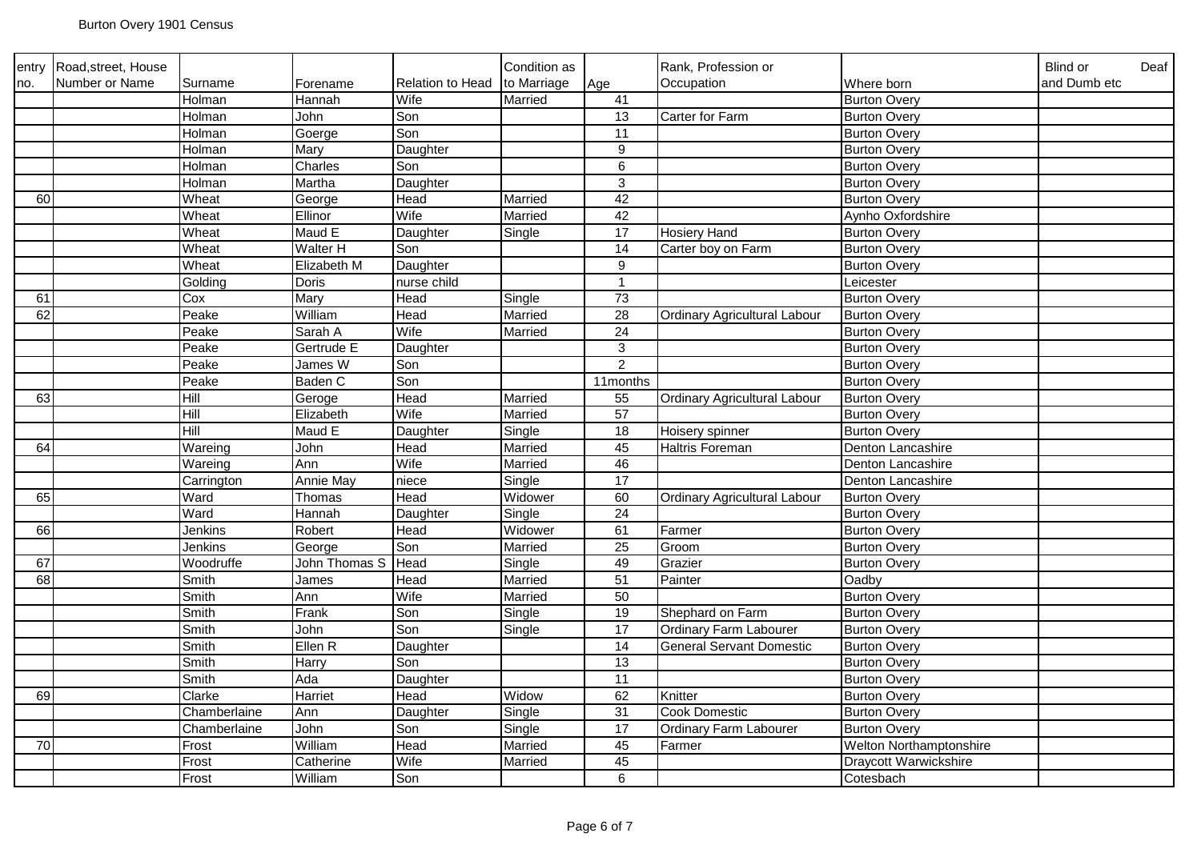Burton Overy 1901 Census

| entry no. | Road,street, House Number or Name | Surname | Forename | Relation to Head | Condition as to Marriage | Age | Rank, Profession or Occupation | Where born | Blind or Deaf and Dumb etc |
|---|---|---|---|---|---|---|---|---|---|
| | | Holman | Hannah | Wife | Married | 41 | | Burton Overy | |
| | | Holman | John | Son | | 13 | Carter for Farm | Burton Overy | |
| | | Holman | Goerge | Son | | 11 | | Burton Overy | |
| | | Holman | Mary | Daughter | | 9 | | Burton Overy | |
| | | Holman | Charles | Son | | 6 | | Burton Overy | |
| | | Holman | Martha | Daughter | | 3 | | Burton Overy | |
| 60 | | Wheat | George | Head | Married | 42 | | Burton Overy | |
| | | Wheat | Ellinor | Wife | Married | 42 | | Aynho Oxfordshire | |
| | | Wheat | Maud E | Daughter | Single | 17 | Hosiery Hand | Burton Overy | |
| | | Wheat | Walter H | Son | | 14 | Carter boy on Farm | Burton Overy | |
| | | Wheat | Elizabeth M | Daughter | | 9 | | Burton Overy | |
| | | Golding | Doris | nurse child | | 1 | | Leicester | |
| 61 | | Cox | Mary | Head | Single | 73 | | Burton Overy | |
| 62 | | Peake | William | Head | Married | 28 | Ordinary Agricultural Labour | Burton Overy | |
| | | Peake | Sarah A | Wife | Married | 24 | | Burton Overy | |
| | | Peake | Gertrude E | Daughter | | 3 | | Burton Overy | |
| | | Peake | James W | Son | | 2 | | Burton Overy | |
| | | Peake | Baden C | Son | | 11months | | Burton Overy | |
| 63 | | Hill | Geroge | Head | Married | 55 | Ordinary Agricultural Labour | Burton Overy | |
| | | Hill | Elizabeth | Wife | Married | 57 | | Burton Overy | |
| | | Hill | Maud E | Daughter | Single | 18 | Hoisery spinner | Burton Overy | |
| 64 | | Wareing | John | Head | Married | 45 | Haltris Foreman | Denton Lancashire | |
| | | Wareing | Ann | Wife | Married | 46 | | Denton Lancashire | |
| | | Carrington | Annie May | niece | Single | 17 | | Denton Lancashire | |
| 65 | | Ward | Thomas | Head | Widower | 60 | Ordinary Agricultural Labour | Burton Overy | |
| | | Ward | Hannah | Daughter | Single | 24 | | Burton Overy | |
| 66 | | Jenkins | Robert | Head | Widower | 61 | Farmer | Burton Overy | |
| | | Jenkins | George | Son | Married | 25 | Groom | Burton Overy | |
| 67 | | Woodruffe | John Thomas S | Head | Single | 49 | Grazier | Burton Overy | |
| 68 | | Smith | James | Head | Married | 51 | Painter | Oadby | |
| | | Smith | Ann | Wife | Married | 50 | | Burton Overy | |
| | | Smith | Frank | Son | Single | 19 | Shephard on Farm | Burton Overy | |
| | | Smith | John | Son | Single | 17 | Ordinary Farm Labourer | Burton Overy | |
| | | Smith | Ellen R | Daughter | | 14 | General Servant Domestic | Burton Overy | |
| | | Smith | Harry | Son | | 13 | | Burton Overy | |
| | | Smith | Ada | Daughter | | 11 | | Burton Overy | |
| 69 | | Clarke | Harriet | Head | Widow | 62 | Knitter | Burton Overy | |
| | | Chamberlaine | Ann | Daughter | Single | 31 | Cook Domestic | Burton Overy | |
| | | Chamberlaine | John | Son | Single | 17 | Ordinary Farm Labourer | Burton Overy | |
| 70 | | Frost | William | Head | Married | 45 | Farmer | Welton Northamptonshire | |
| | | Frost | Catherine | Wife | Married | 45 | | Draycott Warwickshire | |
| | | Frost | William | Son | | 6 | | Cotesbach | |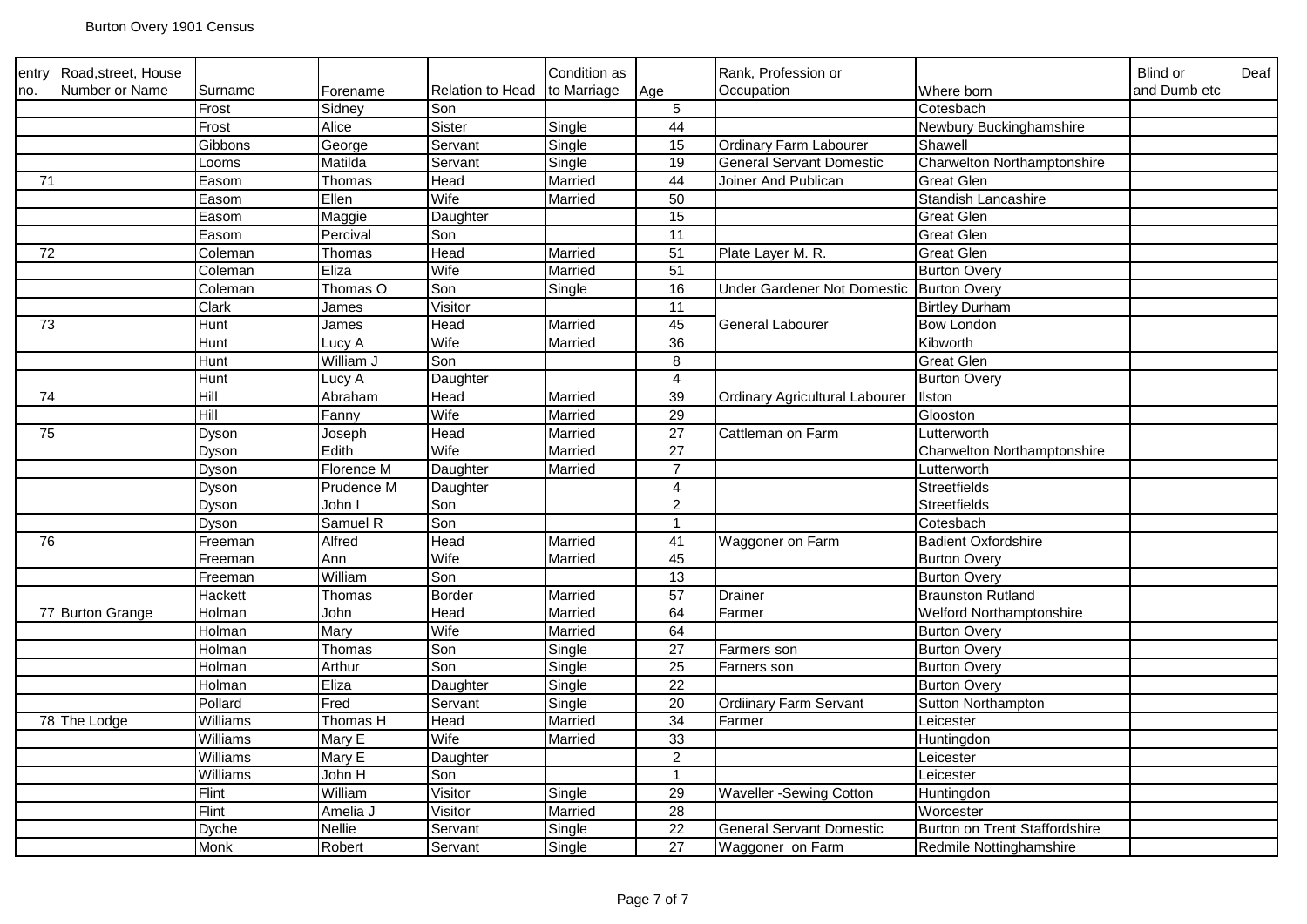Burton Overy 1901 Census

| entry no. | Road,street, House Number or Name | Surname | Forename | Relation to Head | Condition as to Marriage | Age | Rank, Profession or Occupation | Where born | Blind or Deaf and Dumb etc |
|---|---|---|---|---|---|---|---|---|---|
| | | Frost | Sidney | Son | | 5 | | Cotesbach | |
| | | Frost | Alice | Sister | Single | 44 | | Newbury Buckinghamshire | |
| | | Gibbons | George | Servant | Single | 15 | Ordinary Farm Labourer | Shawell | |
| | | Looms | Matilda | Servant | Single | 19 | General Servant Domestic | Charwelton Northamptonshire | |
| 71 | | Easom | Thomas | Head | Married | 44 | Joiner And Publican | Great Glen | |
| | | Easom | Ellen | Wife | Married | 50 | | Standish Lancashire | |
| | | Easom | Maggie | Daughter | | 15 | | Great Glen | |
| | | Easom | Percival | Son | | 11 | | Great Glen | |
| 72 | | Coleman | Thomas | Head | Married | 51 | Plate Layer M. R. | Great Glen | |
| | | Coleman | Eliza | Wife | Married | 51 | | Burton Overy | |
| | | Coleman | Thomas O | Son | Single | 16 | Under Gardener Not Domestic | Burton Overy | |
| | | Clark | James | Visitor | | 11 | | Birtley Durham | |
| 73 | | Hunt | James | Head | Married | 45 | General Labourer | Bow London | |
| | | Hunt | Lucy A | Wife | Married | 36 | | Kibworth | |
| | | Hunt | William J | Son | | 8 | | Great Glen | |
| | | Hunt | Lucy A | Daughter | | 4 | | Burton Overy | |
| 74 | | Hill | Abraham | Head | Married | 39 | Ordinary Agricultural Labourer | Ilston | |
| | | Hill | Fanny | Wife | Married | 29 | | Glooston | |
| 75 | | Dyson | Joseph | Head | Married | 27 | Cattleman on Farm | Lutterworth | |
| | | Dyson | Edith | Wife | Married | 27 | | Charwelton Northamptonshire | |
| | | Dyson | Florence M | Daughter | Married | 7 | | Lutterworth | |
| | | Dyson | Prudence M | Daughter | | 4 | | Streetfields | |
| | | Dyson | John I | Son | | 2 | | Streetfields | |
| | | Dyson | Samuel R | Son | | 1 | | Cotesbach | |
| 76 | | Freeman | Alfred | Head | Married | 41 | Waggoner on Farm | Badient Oxfordshire | |
| | | Freeman | Ann | Wife | Married | 45 | | Burton Overy | |
| | | Freeman | William | Son | | 13 | | Burton Overy | |
| | | Hackett | Thomas | Border | Married | 57 | Drainer | Braunston Rutland | |
| 77 | Burton Grange | Holman | John | Head | Married | 64 | Farmer | Welford Northamptonshire | |
| | | Holman | Mary | Wife | Married | 64 | | Burton Overy | |
| | | Holman | Thomas | Son | Single | 27 | Farmers son | Burton Overy | |
| | | Holman | Arthur | Son | Single | 25 | Farners son | Burton Overy | |
| | | Holman | Eliza | Daughter | Single | 22 | | Burton Overy | |
| | | Pollard | Fred | Servant | Single | 20 | Ordiinary Farm Servant | Sutton Northampton | |
| 78 | The Lodge | Williams | Thomas H | Head | Married | 34 | Farmer | Leicester | |
| | | Williams | Mary E | Wife | Married | 33 | | Huntingdon | |
| | | Williams | Mary E | Daughter | | 2 | | Leicester | |
| | | Williams | John H | Son | | 1 | | Leicester | |
| | | Flint | William | Visitor | Single | 29 | Waveller -Sewing Cotton | Huntingdon | |
| | | Flint | Amelia J | Visitor | Married | 28 | | Worcester | |
| | | Dyche | Nellie | Servant | Single | 22 | General Servant Domestic | Burton on Trent Staffordshire | |
| | | Monk | Robert | Servant | Single | 27 | Waggoner on Farm | Redmile Nottinghamshire | |